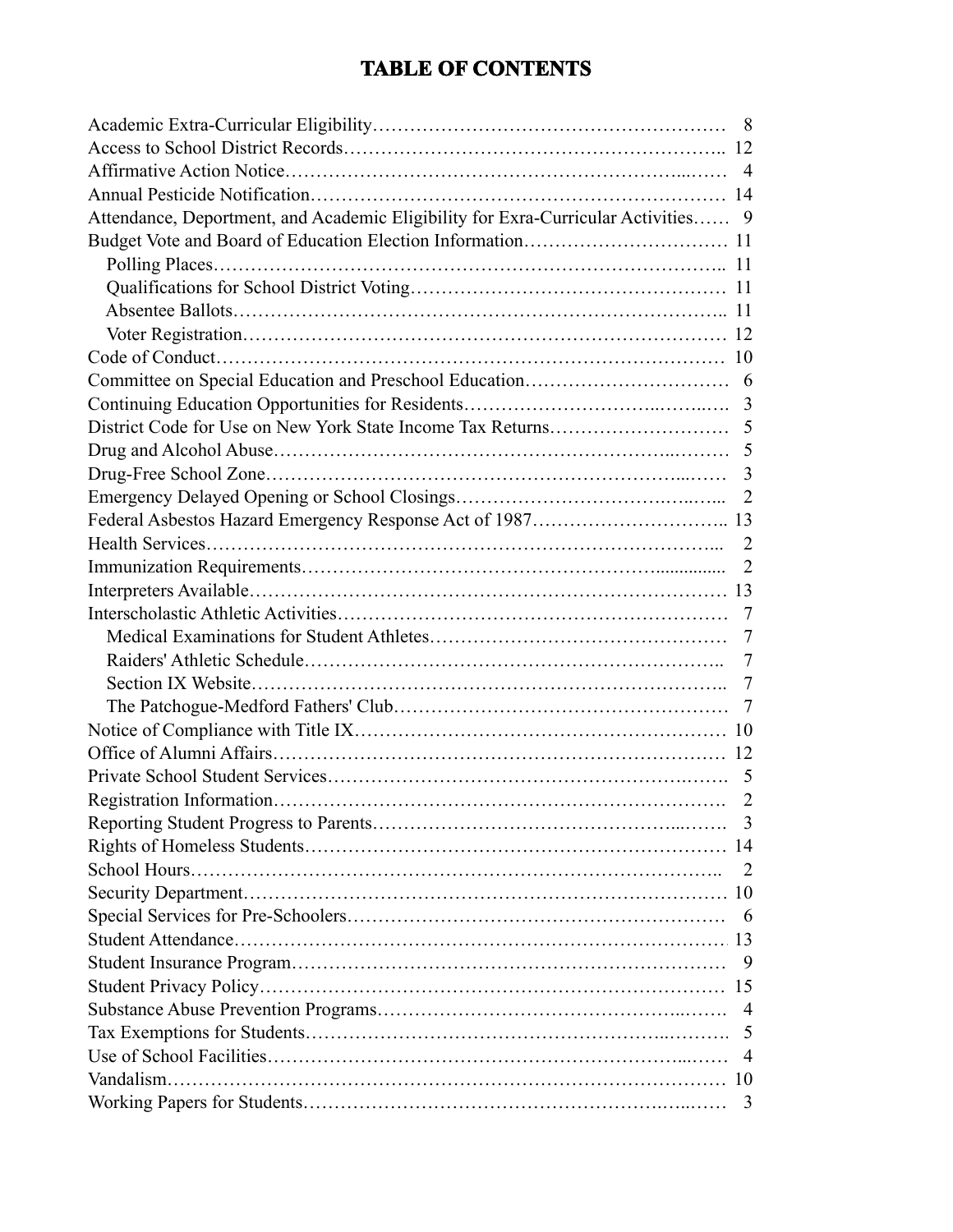# TABLE OF CONTENTS

| | |
|---|---|
| Academic Extra-Curricular Eligibility | 8 |
| Access to School District Records | 12 |
| Affirmative Action Notice | 4 |
| Annual Pesticide Notification | 14 |
| Attendance, Deportment, and Academic Eligibility for Exra-Curricular Activities | 9 |
| Budget Vote and Board of Education Election Information | 11 |
| Polling Places | 11 |
| Qualifications for School District Voting | 11 |
| Absentee Ballots | 11 |
| Voter Registration | 12 |
| Code of Conduct | 10 |
| Committee on Special Education and Preschool Education | 6 |
| Continuing Education Opportunities for Residents | 3 |
| District Code for Use on New York State Income Tax Returns | 5 |
| Drug and Alcohol Abuse | 5 |
| Drug-Free School Zone | 3 |
| Emergency Delayed Opening or School Closings | 2 |
| Federal Asbestos Hazard Emergency Response Act of 1987 | 13 |
| Health Services | 2 |
| Immunization Requirements | 2 |
| Interpreters Available | 13 |
| Interscholastic Athletic Activities | 7 |
| Medical Examinations for Student Athletes | 7 |
| Raiders' Athletic Schedule | 7 |
| Section IX Website | 7 |
| The Patchogue-Medford Fathers' Club | 7 |
| Notice of Compliance with Title IX | 10 |
| Office of Alumni Affairs | 12 |
| Private School Student Services | 5 |
| Registration Information | 2 |
| Reporting Student Progress to Parents | 3 |
| Rights of Homeless Students | 14 |
| School Hours | 2 |
| Security Department | 10 |
| Special Services for Pre-Schoolers | 6 |
| Student Attendance | 13 |
| Student Insurance Program | 9 |
| Student Privacy Policy | 15 |
| Substance Abuse Prevention Programs | 4 |
| Tax Exemptions for Students | 5 |
| Use of School Facilities | 4 |
| Vandalism | 10 |
| Working Papers for Students | 3 |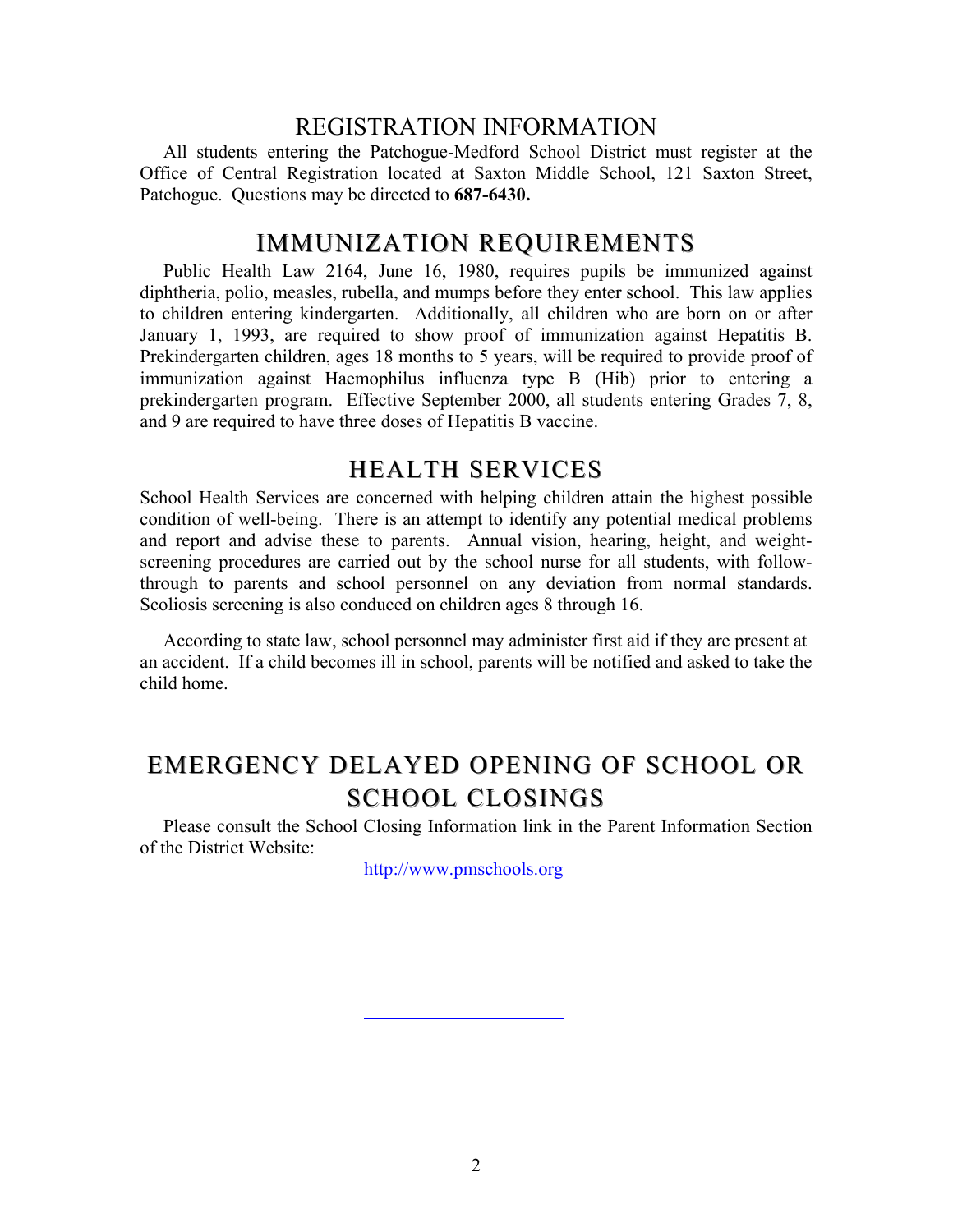## REGISTRATION INFORMATION

All students entering the Patchogue-Medford School District must register at the Office of Central Registration located at Saxton Middle School, 121 Saxton Street, Patchogue. Questions may be directed to **687-6430.**

## IMMUNIZATION REQUIREMENTS

Public Health Law 2164, June 16, 1980, requires pupils be immunized against diphtheria, polio, measles, rubella, and mumps before they enter school. This law applies to children entering kindergarten. Additionally, all children who are born on or after January 1, 1993, are required to show proof of immunization against Hepatitis B. Prekindergarten children, ages 18 months to 5 years, will be required to provide proof of immunization against Haemophilus influenza type B (Hib) prior to entering a prekindergarten program. Effective September 2000, all students entering Grades 7, 8, and 9 are required to have three doses of Hepatitis B vaccine.

## HEALTH SERVICES

School Health Services are concerned with helping children attain the highest possible condition of well-being. There is an attempt to identify any potential medical problems and report and advise these to parents. Annual vision, hearing, height, and weight-screening procedures are carried out by the school nurse for all students, with follow-through to parents and school personnel on any deviation from normal standards. Scoliosis screening is also conduced on children ages 8 through 16.

According to state law, school personnel may administer first aid if they are present at an accident. If a child becomes ill in school, parents will be notified and asked to take the child home.

## EMERGENCY DELAYED OPENING OF SCHOOL OR SCHOOL CLOSINGS

Please consult the School Closing Information link in the Parent Information Section of the District Website:

http://www.pmschools.org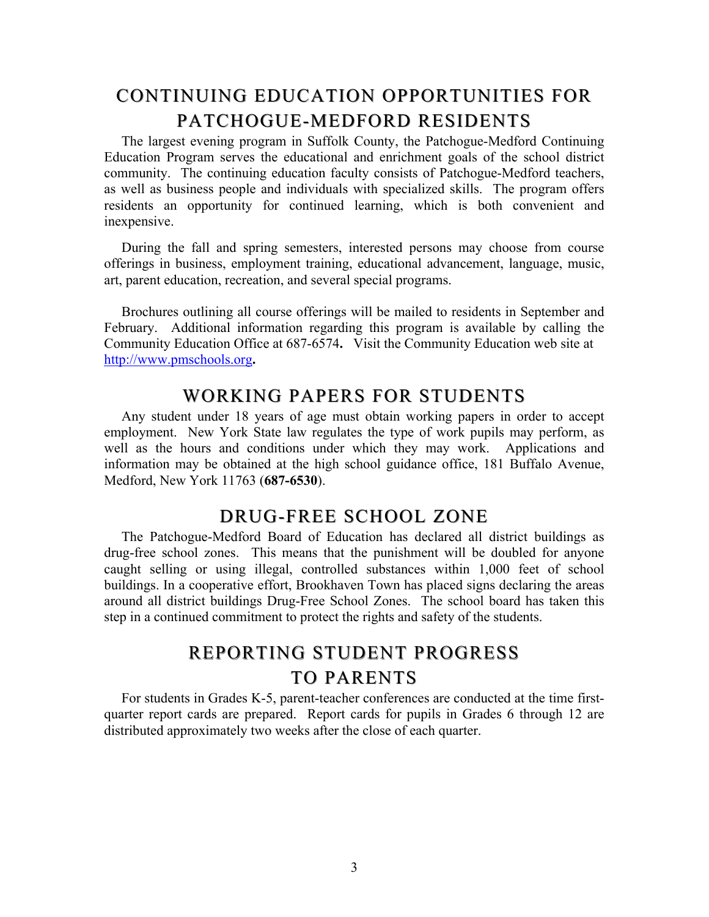## CONTINUING EDUCATION OPPORTUNITIES FOR PATCHOGUE-MEDFORD RESIDENTS

The largest evening program in Suffolk County, the Patchogue-Medford Continuing Education Program serves the educational and enrichment goals of the school district community. The continuing education faculty consists of Patchogue-Medford teachers, as well as business people and individuals with specialized skills. The program offers residents an opportunity for continued learning, which is both convenient and inexpensive.

During the fall and spring semesters, interested persons may choose from course offerings in business, employment training, educational advancement, language, music, art, parent education, recreation, and several special programs.

Brochures outlining all course offerings will be mailed to residents in September and February. Additional information regarding this program is available by calling the Community Education Office at 687-6574**.** Visit the Community Education web site at http://www.pmschools.org**.**

## WORKING PAPERS FOR STUDENTS

Any student under 18 years of age must obtain working papers in order to accept employment. New York State law regulates the type of work pupils may perform, as well as the hours and conditions under which they may work. Applications and information may be obtained at the high school guidance office, 181 Buffalo Avenue, Medford, New York 11763 (**687-6530**).

## DRUG-FREE SCHOOL ZONE

The Patchogue-Medford Board of Education has declared all district buildings as drug-free school zones. This means that the punishment will be doubled for anyone caught selling or using illegal, controlled substances within 1,000 feet of school buildings. In a cooperative effort, Brookhaven Town has placed signs declaring the areas around all district buildings Drug-Free School Zones. The school board has taken this step in a continued commitment to protect the rights and safety of the students.

## REPORTING STUDENT PROGRESS TO PARENTS

For students in Grades K-5, parent-teacher conferences are conducted at the time first-quarter report cards are prepared. Report cards for pupils in Grades 6 through 12 are distributed approximately two weeks after the close of each quarter.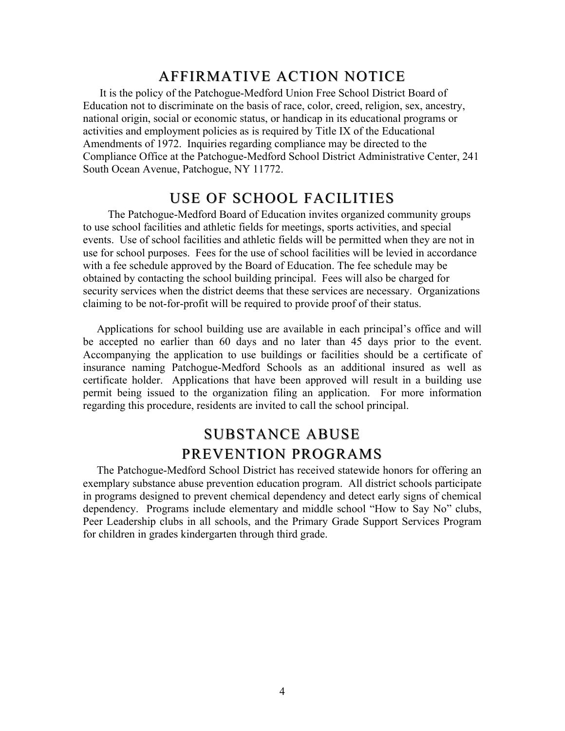# AFFIRMATIVE ACTION NOTICE

It is the policy of the Patchogue-Medford Union Free School District Board of Education not to discriminate on the basis of race, color, creed, religion, sex, ancestry, national origin, social or economic status, or handicap in its educational programs or activities and employment policies as is required by Title IX of the Educational Amendments of 1972. Inquiries regarding compliance may be directed to the Compliance Office at the Patchogue-Medford School District Administrative Center, 241 South Ocean Avenue, Patchogue, NY 11772.

# USE OF SCHOOL FACILITIES

The Patchogue-Medford Board of Education invites organized community groups to use school facilities and athletic fields for meetings, sports activities, and special events. Use of school facilities and athletic fields will be permitted when they are not in use for school purposes. Fees for the use of school facilities will be levied in accordance with a fee schedule approved by the Board of Education. The fee schedule may be obtained by contacting the school building principal. Fees will also be charged for security services when the district deems that these services are necessary. Organizations claiming to be not-for-profit will be required to provide proof of their status.

Applications for school building use are available in each principal's office and will be accepted no earlier than 60 days and no later than 45 days prior to the event. Accompanying the application to use buildings or facilities should be a certificate of insurance naming Patchogue-Medford Schools as an additional insured as well as certificate holder. Applications that have been approved will result in a building use permit being issued to the organization filing an application. For more information regarding this procedure, residents are invited to call the school principal.

# SUBSTANCE ABUSE PREVENTION PROGRAMS

The Patchogue-Medford School District has received statewide honors for offering an exemplary substance abuse prevention education program. All district schools participate in programs designed to prevent chemical dependency and detect early signs of chemical dependency. Programs include elementary and middle school "How to Say No" clubs, Peer Leadership clubs in all schools, and the Primary Grade Support Services Program for children in grades kindergarten through third grade.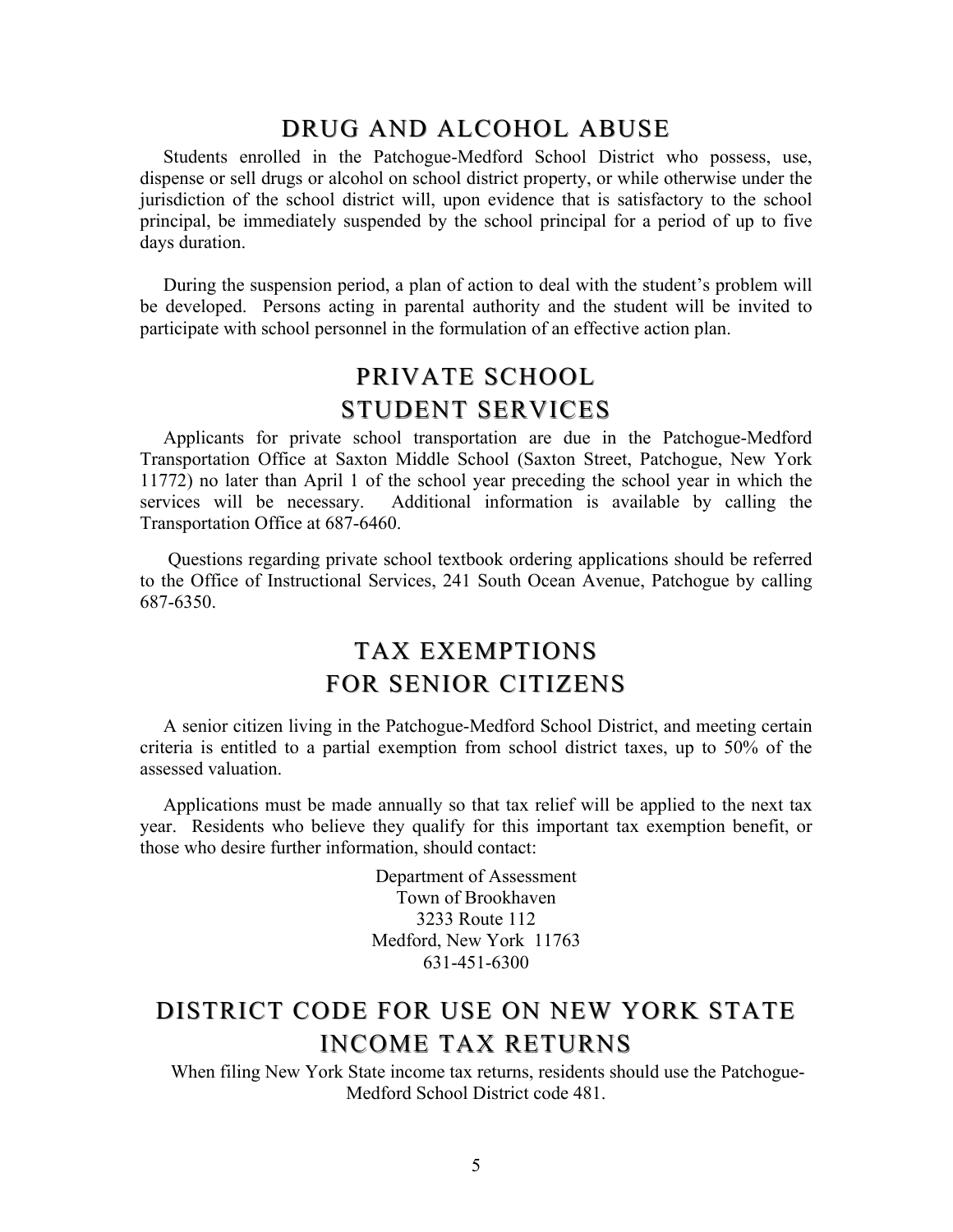## DRUG AND ALCOHOL ABUSE

Students enrolled in the Patchogue-Medford School District who possess, use, dispense or sell drugs or alcohol on school district property, or while otherwise under the jurisdiction of the school district will, upon evidence that is satisfactory to the school principal, be immediately suspended by the school principal for a period of up to five days duration.

During the suspension period, a plan of action to deal with the student's problem will be developed. Persons acting in parental authority and the student will be invited to participate with school personnel in the formulation of an effective action plan.

## PRIVATE SCHOOL STUDENT SERVICES

Applicants for private school transportation are due in the Patchogue-Medford Transportation Office at Saxton Middle School (Saxton Street, Patchogue, New York 11772) no later than April 1 of the school year preceding the school year in which the services will be necessary. Additional information is available by calling the Transportation Office at 687-6460.

Questions regarding private school textbook ordering applications should be referred to the Office of Instructional Services, 241 South Ocean Avenue, Patchogue by calling 687-6350.

## TAX EXEMPTIONS FOR SENIOR CITIZENS

A senior citizen living in the Patchogue-Medford School District, and meeting certain criteria is entitled to a partial exemption from school district taxes, up to 50% of the assessed valuation.

Applications must be made annually so that tax relief will be applied to the next tax year. Residents who believe they qualify for this important tax exemption benefit, or those who desire further information, should contact:

Department of Assessment
Town of Brookhaven
3233 Route 112
Medford, New York 11763
631-451-6300

## DISTRICT CODE FOR USE ON NEW YORK STATE INCOME TAX RETURNS

When filing New York State income tax returns, residents should use the Patchogue-Medford School District code 481.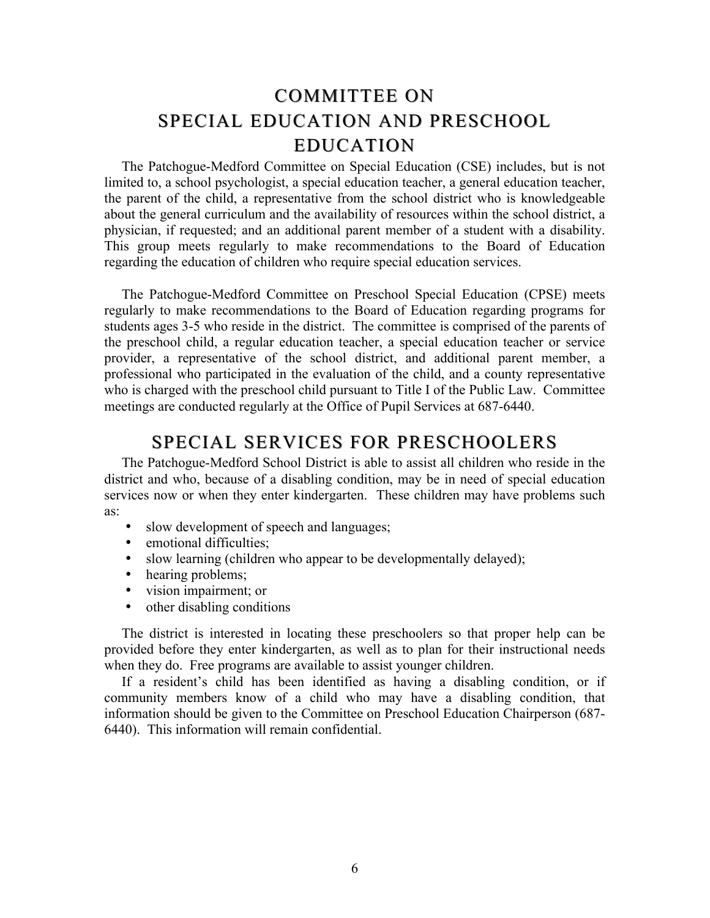# COMMITTEE ON SPECIAL EDUCATION AND PRESCHOOL EDUCATION

The Patchogue-Medford Committee on Special Education (CSE) includes, but is not limited to, a school psychologist, a special education teacher, a general education teacher, the parent of the child, a representative from the school district who is knowledgeable about the general curriculum and the availability of resources within the school district, a physician, if requested; and an additional parent member of a student with a disability. This group meets regularly to make recommendations to the Board of Education regarding the education of children who require special education services.

The Patchogue-Medford Committee on Preschool Special Education (CPSE) meets regularly to make recommendations to the Board of Education regarding programs for students ages 3-5 who reside in the district. The committee is comprised of the parents of the preschool child, a regular education teacher, a special education teacher or service provider, a representative of the school district, and additional parent member, a professional who participated in the evaluation of the child, and a county representative who is charged with the preschool child pursuant to Title I of the Public Law. Committee meetings are conducted regularly at the Office of Pupil Services at 687-6440.

# SPECIAL SERVICES FOR PRESCHOOLERS

The Patchogue-Medford School District is able to assist all children who reside in the district and who, because of a disabling condition, may be in need of special education services now or when they enter kindergarten. These children may have problems such as:

- slow development of speech and languages;
- emotional difficulties;
- slow learning (children who appear to be developmentally delayed);
- hearing problems;
- vision impairment; or
- other disabling conditions

The district is interested in locating these preschoolers so that proper help can be provided before they enter kindergarten, as well as to plan for their instructional needs when they do. Free programs are available to assist younger children.

If a resident's child has been identified as having a disabling condition, or if community members know of a child who may have a disabling condition, that information should be given to the Committee on Preschool Education Chairperson (687-6440). This information will remain confidential.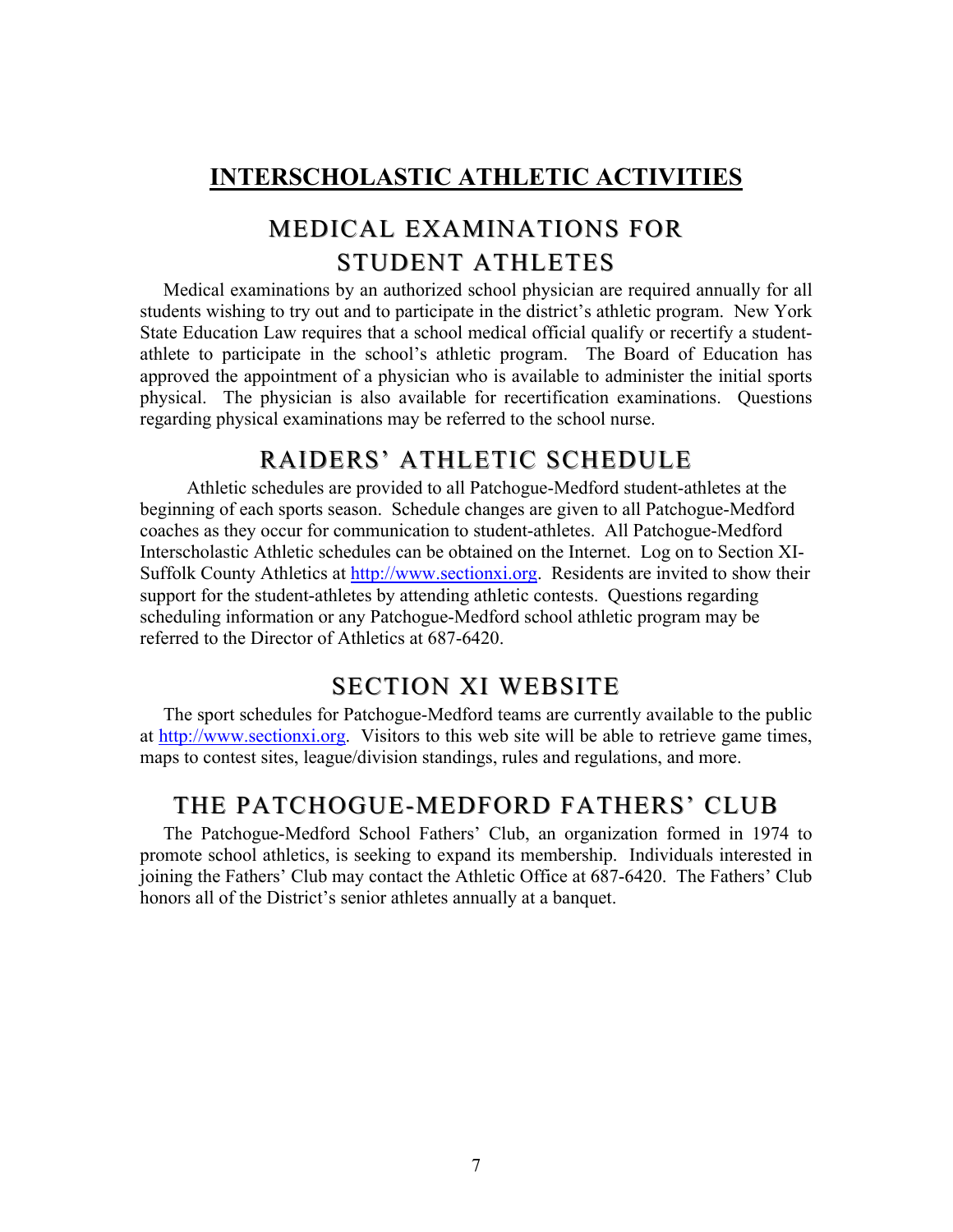# INTERSCHOLASTIC ATHLETIC ACTIVITIES

## MEDICAL EXAMINATIONS FOR STUDENT ATHLETES

Medical examinations by an authorized school physician are required annually for all students wishing to try out and to participate in the district's athletic program. New York State Education Law requires that a school medical official qualify or recertify a student-athlete to participate in the school's athletic program. The Board of Education has approved the appointment of a physician who is available to administer the initial sports physical. The physician is also available for recertification examinations. Questions regarding physical examinations may be referred to the school nurse.

## RAIDERS' ATHLETIC SCHEDULE

Athletic schedules are provided to all Patchogue-Medford student-athletes at the beginning of each sports season. Schedule changes are given to all Patchogue-Medford coaches as they occur for communication to student-athletes. All Patchogue-Medford Interscholastic Athletic schedules can be obtained on the Internet. Log on to Section XI-Suffolk County Athletics at [http://www.sectionxi.org](http://www.sectionxi.org). Residents are invited to show their support for the student-athletes by attending athletic contests. Questions regarding scheduling information or any Patchogue-Medford school athletic program may be referred to the Director of Athletics at 687-6420.

## SECTION XI WEBSITE

The sport schedules for Patchogue-Medford teams are currently available to the public at [http://www.sectionxi.org](http://www.sectionxi.org). Visitors to this web site will be able to retrieve game times, maps to contest sites, league/division standings, rules and regulations, and more.

## THE PATCHOGUE-MEDFORD FATHERS' CLUB

The Patchogue-Medford School Fathers' Club, an organization formed in 1974 to promote school athletics, is seeking to expand its membership. Individuals interested in joining the Fathers' Club may contact the Athletic Office at 687-6420. The Fathers' Club honors all of the District's senior athletes annually at a banquet.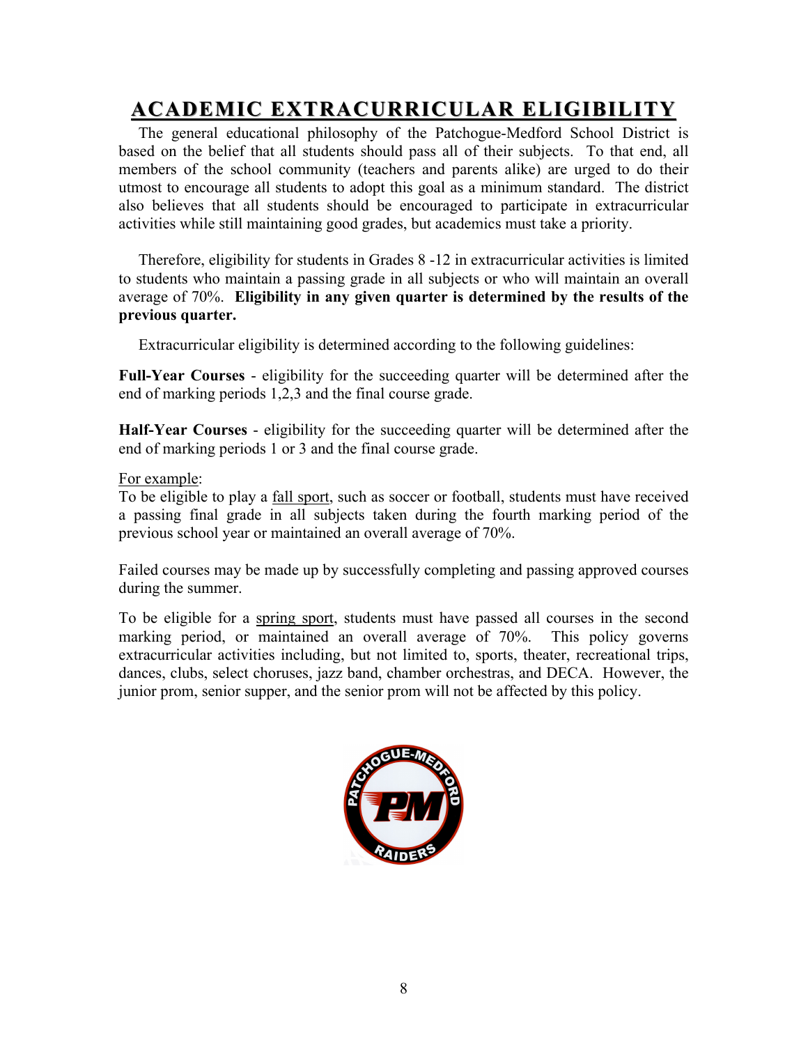# ACADEMIC EXTRACURRICULAR ELIGIBILITY

The general educational philosophy of the Patchogue-Medford School District is based on the belief that all students should pass all of their subjects. To that end, all members of the school community (teachers and parents alike) are urged to do their utmost to encourage all students to adopt this goal as a minimum standard. The district also believes that all students should be encouraged to participate in extracurricular activities while still maintaining good grades, but academics must take a priority.

Therefore, eligibility for students in Grades 8 -12 in extracurricular activities is limited to students who maintain a passing grade in all subjects or who will maintain an overall average of 70%. **Eligibility in any given quarter is determined by the results of the previous quarter.**

Extracurricular eligibility is determined according to the following guidelines:

**Full-Year Courses** - eligibility for the succeeding quarter will be determined after the end of marking periods 1,2,3 and the final course grade.

**Half-Year Courses** - eligibility for the succeeding quarter will be determined after the end of marking periods 1 or 3 and the final course grade.

For example:
To be eligible to play a fall sport, such as soccer or football, students must have received a passing final grade in all subjects taken during the fourth marking period of the previous school year or maintained an overall average of 70%.

Failed courses may be made up by successfully completing and passing approved courses during the summer.

To be eligible for a spring sport, students must have passed all courses in the second marking period, or maintained an overall average of 70%. This policy governs extracurricular activities including, but not limited to, sports, theater, recreational trips, dances, clubs, select choruses, jazz band, chamber orchestras, and DECA. However, the junior prom, senior supper, and the senior prom will not be affected by this policy.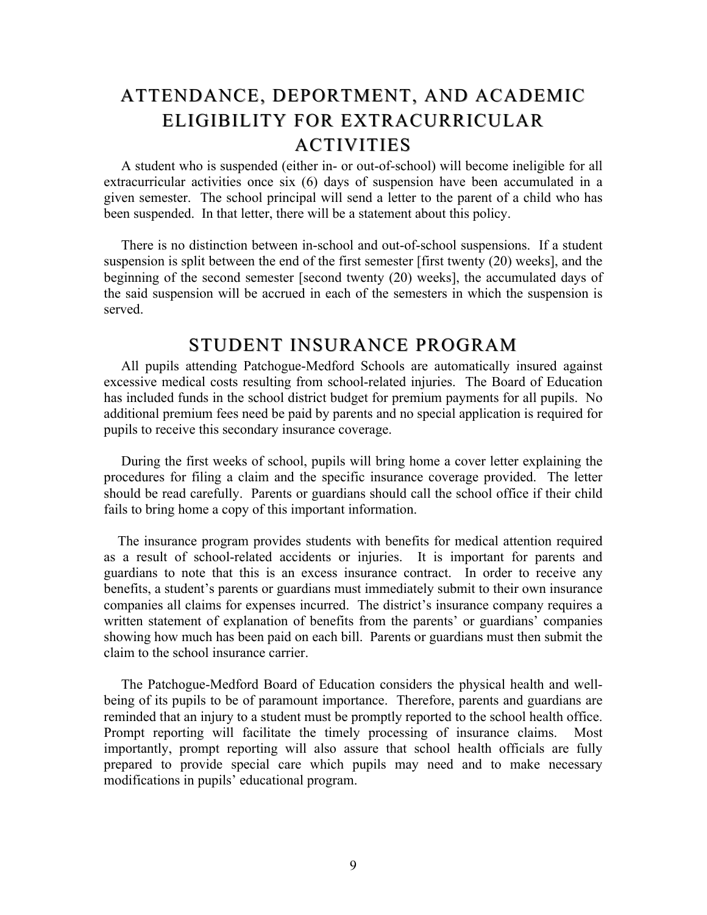# ATTENDANCE, DEPORTMENT, AND ACADEMIC ELIGIBILITY FOR EXTRACURRICULAR ACTIVITIES

A student who is suspended (either in- or out-of-school) will become ineligible for all extracurricular activities once six (6) days of suspension have been accumulated in a given semester. The school principal will send a letter to the parent of a child who has been suspended. In that letter, there will be a statement about this policy.

There is no distinction between in-school and out-of-school suspensions. If a student suspension is split between the end of the first semester [first twenty (20) weeks], and the beginning of the second semester [second twenty (20) weeks], the accumulated days of the said suspension will be accrued in each of the semesters in which the suspension is served.

# STUDENT INSURANCE PROGRAM

All pupils attending Patchogue-Medford Schools are automatically insured against excessive medical costs resulting from school-related injuries. The Board of Education has included funds in the school district budget for premium payments for all pupils. No additional premium fees need be paid by parents and no special application is required for pupils to receive this secondary insurance coverage.

During the first weeks of school, pupils will bring home a cover letter explaining the procedures for filing a claim and the specific insurance coverage provided. The letter should be read carefully. Parents or guardians should call the school office if their child fails to bring home a copy of this important information.

The insurance program provides students with benefits for medical attention required as a result of school-related accidents or injuries. It is important for parents and guardians to note that this is an excess insurance contract. In order to receive any benefits, a student's parents or guardians must immediately submit to their own insurance companies all claims for expenses incurred. The district's insurance company requires a written statement of explanation of benefits from the parents' or guardians' companies showing how much has been paid on each bill. Parents or guardians must then submit the claim to the school insurance carrier.

The Patchogue-Medford Board of Education considers the physical health and well-being of its pupils to be of paramount importance. Therefore, parents and guardians are reminded that an injury to a student must be promptly reported to the school health office. Prompt reporting will facilitate the timely processing of insurance claims. Most importantly, prompt reporting will also assure that school health officials are fully prepared to provide special care which pupils may need and to make necessary modifications in pupils' educational program.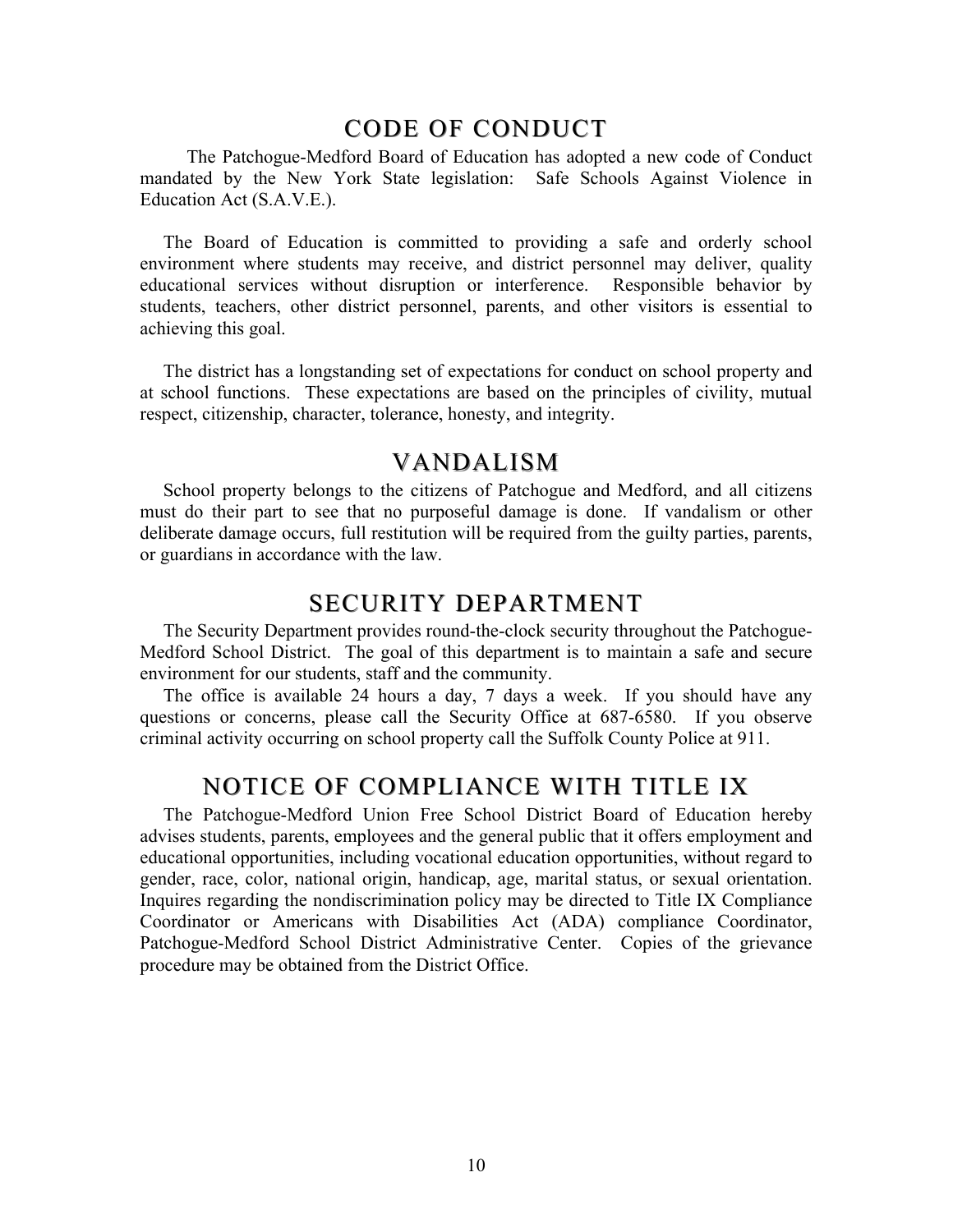## CODE OF CONDUCT

The Patchogue-Medford Board of Education has adopted a new code of Conduct mandated by the New York State legislation: Safe Schools Against Violence in Education Act (S.A.V.E.).

The Board of Education is committed to providing a safe and orderly school environment where students may receive, and district personnel may deliver, quality educational services without disruption or interference. Responsible behavior by students, teachers, other district personnel, parents, and other visitors is essential to achieving this goal.

The district has a longstanding set of expectations for conduct on school property and at school functions. These expectations are based on the principles of civility, mutual respect, citizenship, character, tolerance, honesty, and integrity.

## VANDALISM

School property belongs to the citizens of Patchogue and Medford, and all citizens must do their part to see that no purposeful damage is done. If vandalism or other deliberate damage occurs, full restitution will be required from the guilty parties, parents, or guardians in accordance with the law.

## SECURITY DEPARTMENT

The Security Department provides round-the-clock security throughout the Patchogue-Medford School District. The goal of this department is to maintain a safe and secure environment for our students, staff and the community.

The office is available 24 hours a day, 7 days a week. If you should have any questions or concerns, please call the Security Office at 687-6580. If you observe criminal activity occurring on school property call the Suffolk County Police at 911.

## NOTICE OF COMPLIANCE WITH TITLE IX

The Patchogue-Medford Union Free School District Board of Education hereby advises students, parents, employees and the general public that it offers employment and educational opportunities, including vocational education opportunities, without regard to gender, race, color, national origin, handicap, age, marital status, or sexual orientation. Inquires regarding the nondiscrimination policy may be directed to Title IX Compliance Coordinator or Americans with Disabilities Act (ADA) compliance Coordinator, Patchogue-Medford School District Administrative Center. Copies of the grievance procedure may be obtained from the District Office.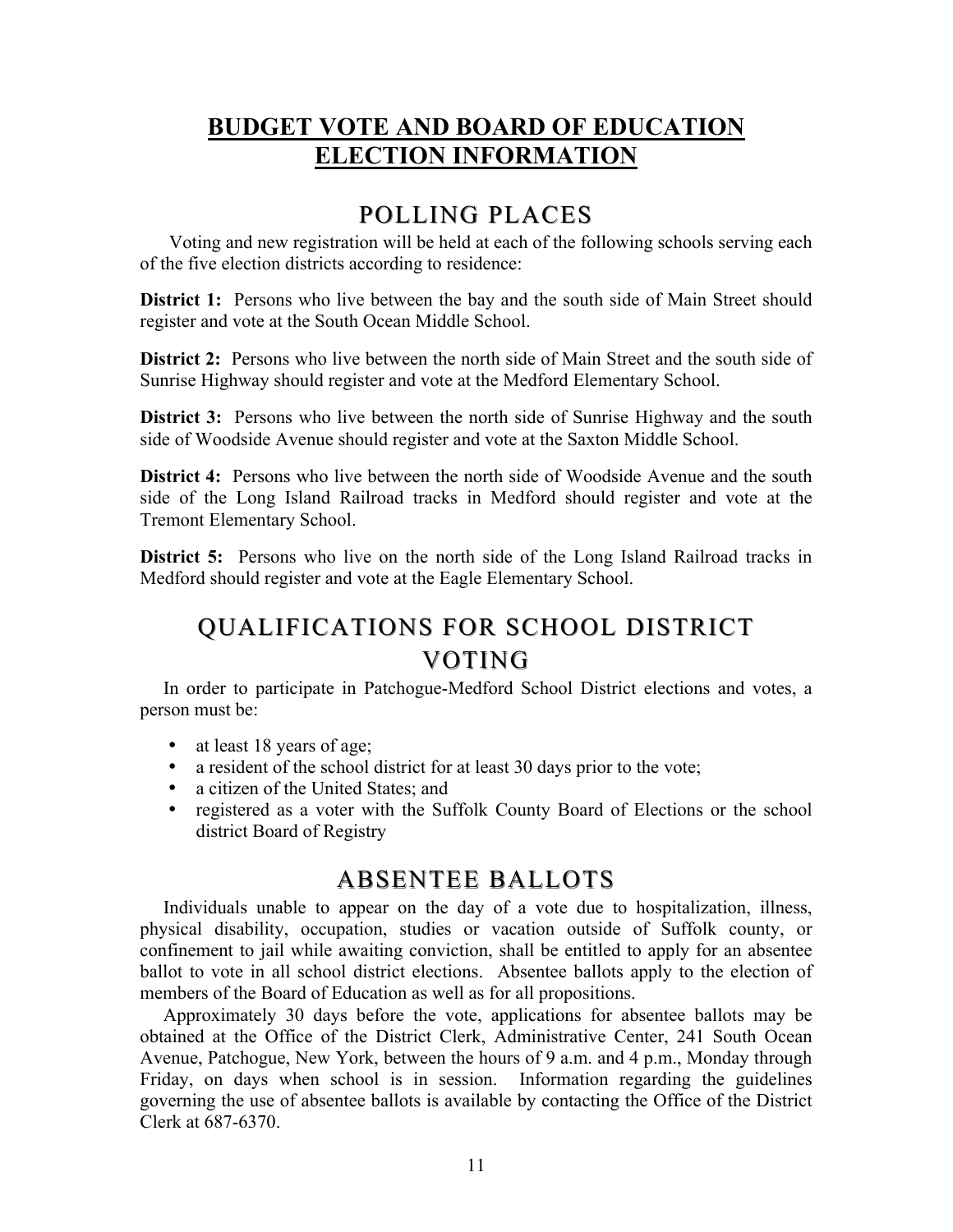# BUDGET VOTE AND BOARD OF EDUCATION ELECTION INFORMATION

## POLLING PLACES

Voting and new registration will be held at each of the following schools serving each of the five election districts according to residence:

**District 1:** Persons who live between the bay and the south side of Main Street should register and vote at the South Ocean Middle School.

**District 2:** Persons who live between the north side of Main Street and the south side of Sunrise Highway should register and vote at the Medford Elementary School.

**District 3:** Persons who live between the north side of Sunrise Highway and the south side of Woodside Avenue should register and vote at the Saxton Middle School.

**District 4:** Persons who live between the north side of Woodside Avenue and the south side of the Long Island Railroad tracks in Medford should register and vote at the Tremont Elementary School.

**District 5:** Persons who live on the north side of the Long Island Railroad tracks in Medford should register and vote at the Eagle Elementary School.

## QUALIFICATIONS FOR SCHOOL DISTRICT VOTING

In order to participate in Patchogue-Medford School District elections and votes, a person must be:

- at least 18 years of age;
- a resident of the school district for at least 30 days prior to the vote;
- a citizen of the United States; and
- registered as a voter with the Suffolk County Board of Elections or the school district Board of Registry

## ABSENTEE BALLOTS

Individuals unable to appear on the day of a vote due to hospitalization, illness, physical disability, occupation, studies or vacation outside of Suffolk county, or confinement to jail while awaiting conviction, shall be entitled to apply for an absentee ballot to vote in all school district elections. Absentee ballots apply to the election of members of the Board of Education as well as for all propositions.

Approximately 30 days before the vote, applications for absentee ballots may be obtained at the Office of the District Clerk, Administrative Center, 241 South Ocean Avenue, Patchogue, New York, between the hours of 9 a.m. and 4 p.m., Monday through Friday, on days when school is in session. Information regarding the guidelines governing the use of absentee ballots is available by contacting the Office of the District Clerk at 687-6370.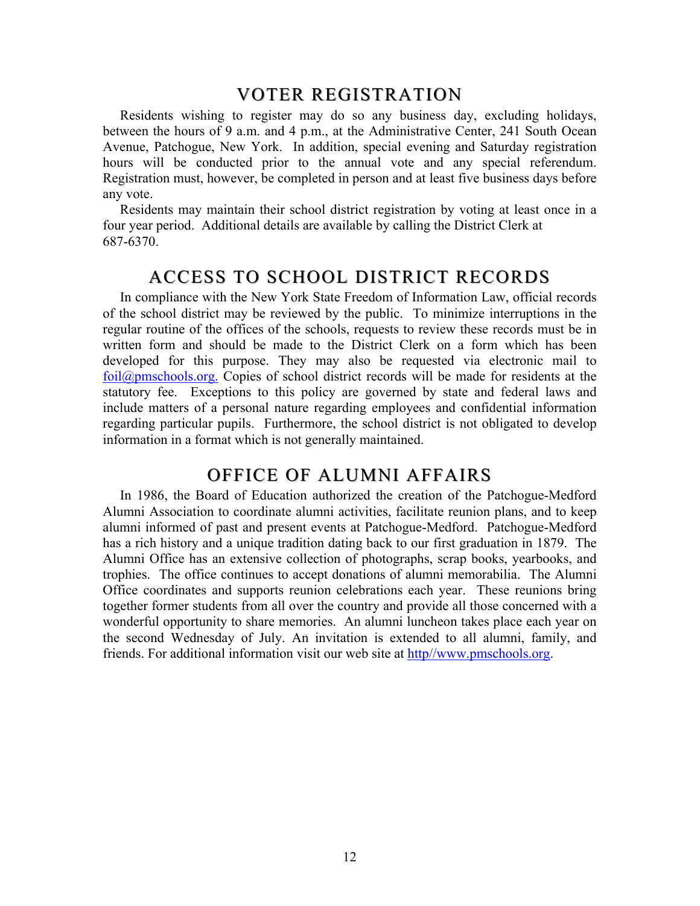## VOTER REGISTRATION

Residents wishing to register may do so any business day, excluding holidays, between the hours of 9 a.m. and 4 p.m., at the Administrative Center, 241 South Ocean Avenue, Patchogue, New York. In addition, special evening and Saturday registration hours will be conducted prior to the annual vote and any special referendum. Registration must, however, be completed in person and at least five business days before any vote.

Residents may maintain their school district registration by voting at least once in a four year period. Additional details are available by calling the District Clerk at 687-6370.

## ACCESS TO SCHOOL DISTRICT RECORDS

In compliance with the New York State Freedom of Information Law, official records of the school district may be reviewed by the public. To minimize interruptions in the regular routine of the offices of the schools, requests to review these records must be in written form and should be made to the District Clerk on a form which has been developed for this purpose. They may also be requested via electronic mail to foil@pmschools.org. Copies of school district records will be made for residents at the statutory fee. Exceptions to this policy are governed by state and federal laws and include matters of a personal nature regarding employees and confidential information regarding particular pupils. Furthermore, the school district is not obligated to develop information in a format which is not generally maintained.

## OFFICE OF ALUMNI AFFAIRS

In 1986, the Board of Education authorized the creation of the Patchogue-Medford Alumni Association to coordinate alumni activities, facilitate reunion plans, and to keep alumni informed of past and present events at Patchogue-Medford. Patchogue-Medford has a rich history and a unique tradition dating back to our first graduation in 1879. The Alumni Office has an extensive collection of photographs, scrap books, yearbooks, and trophies. The office continues to accept donations of alumni memorabilia. The Alumni Office coordinates and supports reunion celebrations each year. These reunions bring together former students from all over the country and provide all those concerned with a wonderful opportunity to share memories. An alumni luncheon takes place each year on the second Wednesday of July. An invitation is extended to all alumni, family, and friends. For additional information visit our web site at http//www.pmschools.org.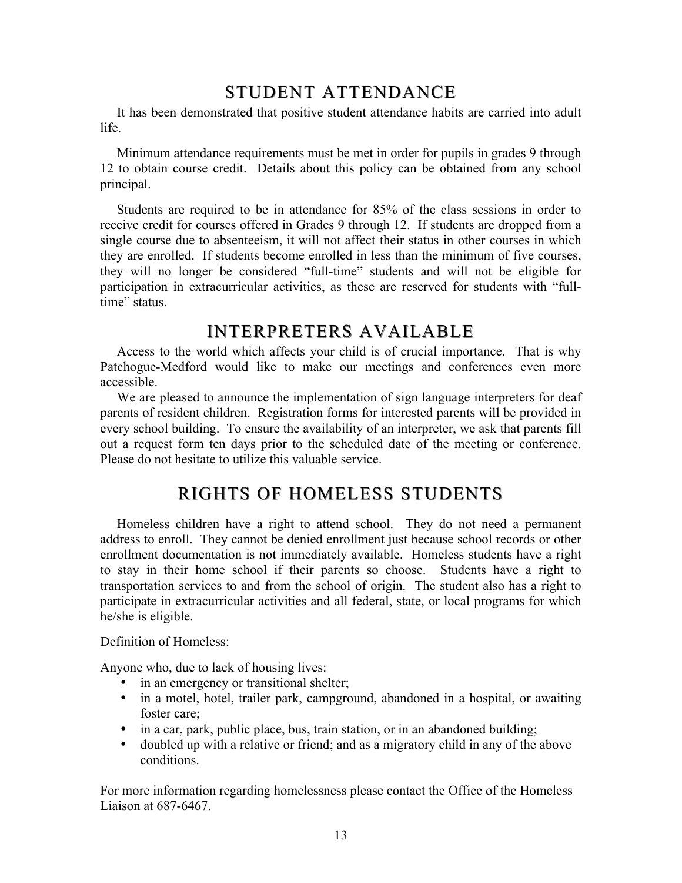## STUDENT ATTENDANCE

It has been demonstrated that positive student attendance habits are carried into adult life.

Minimum attendance requirements must be met in order for pupils in grades 9 through 12 to obtain course credit. Details about this policy can be obtained from any school principal.

Students are required to be in attendance for 85% of the class sessions in order to receive credit for courses offered in Grades 9 through 12. If students are dropped from a single course due to absenteeism, it will not affect their status in other courses in which they are enrolled. If students become enrolled in less than the minimum of five courses, they will no longer be considered "full-time" students and will not be eligible for participation in extracurricular activities, as these are reserved for students with "full-time" status.

## INTERPRETERS AVAILABLE

Access to the world which affects your child is of crucial importance. That is why Patchogue-Medford would like to make our meetings and conferences even more accessible.

We are pleased to announce the implementation of sign language interpreters for deaf parents of resident children. Registration forms for interested parents will be provided in every school building. To ensure the availability of an interpreter, we ask that parents fill out a request form ten days prior to the scheduled date of the meeting or conference. Please do not hesitate to utilize this valuable service.

## RIGHTS OF HOMELESS STUDENTS

Homeless children have a right to attend school. They do not need a permanent address to enroll. They cannot be denied enrollment just because school records or other enrollment documentation is not immediately available. Homeless students have a right to stay in their home school if their parents so choose. Students have a right to transportation services to and from the school of origin. The student also has a right to participate in extracurricular activities and all federal, state, or local programs for which he/she is eligible.

Definition of Homeless:

Anyone who, due to lack of housing lives:

- in an emergency or transitional shelter;
- in a motel, hotel, trailer park, campground, abandoned in a hospital, or awaiting foster care;
- in a car, park, public place, bus, train station, or in an abandoned building;
- doubled up with a relative or friend; and as a migratory child in any of the above conditions.

For more information regarding homelessness please contact the Office of the Homeless Liaison at 687-6467.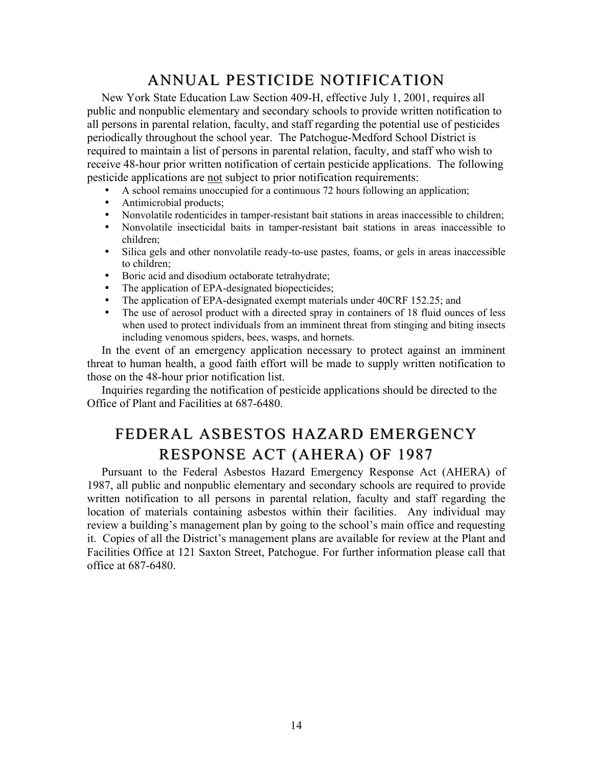# ANNUAL PESTICIDE NOTIFICATION

New York State Education Law Section 409-H, effective July 1, 2001, requires all public and nonpublic elementary and secondary schools to provide written notification to all persons in parental relation, faculty, and staff regarding the potential use of pesticides periodically throughout the school year. The Patchogue-Medford School District is required to maintain a list of persons in parental relation, faculty, and staff who wish to receive 48-hour prior written notification of certain pesticide applications. The following pesticide applications are <u>not</u> subject to prior notification requirements:

- A school remains unoccupied for a continuous 72 hours following an application;
- Antimicrobial products;
- Nonvolatile rodenticides in tamper-resistant bait stations in areas inaccessible to children;
- Nonvolatile insecticidal baits in tamper-resistant bait stations in areas inaccessible to children;
- Silica gels and other nonvolatile ready-to-use pastes, foams, or gels in areas inaccessible to children;
- Boric acid and disodium octaborate tetrahydrate;
- The application of EPA-designated biopecticides;
- The application of EPA-designated exempt materials under 40CRF 152.25; and
- The use of aerosol product with a directed spray in containers of 18 fluid ounces of less when used to protect individuals from an imminent threat from stinging and biting insects including venomous spiders, bees, wasps, and hornets.

In the event of an emergency application necessary to protect against an imminent threat to human health, a good faith effort will be made to supply written notification to those on the 48-hour prior notification list.

Inquiries regarding the notification of pesticide applications should be directed to the Office of Plant and Facilities at 687-6480.

# FEDERAL ASBESTOS HAZARD EMERGENCY RESPONSE ACT (AHERA) OF 1987

Pursuant to the Federal Asbestos Hazard Emergency Response Act (AHERA) of 1987, all public and nonpublic elementary and secondary schools are required to provide written notification to all persons in parental relation, faculty and staff regarding the location of materials containing asbestos within their facilities. Any individual may review a building's management plan by going to the school's main office and requesting it. Copies of all the District's management plans are available for review at the Plant and Facilities Office at 121 Saxton Street, Patchogue. For further information please call that office at 687-6480.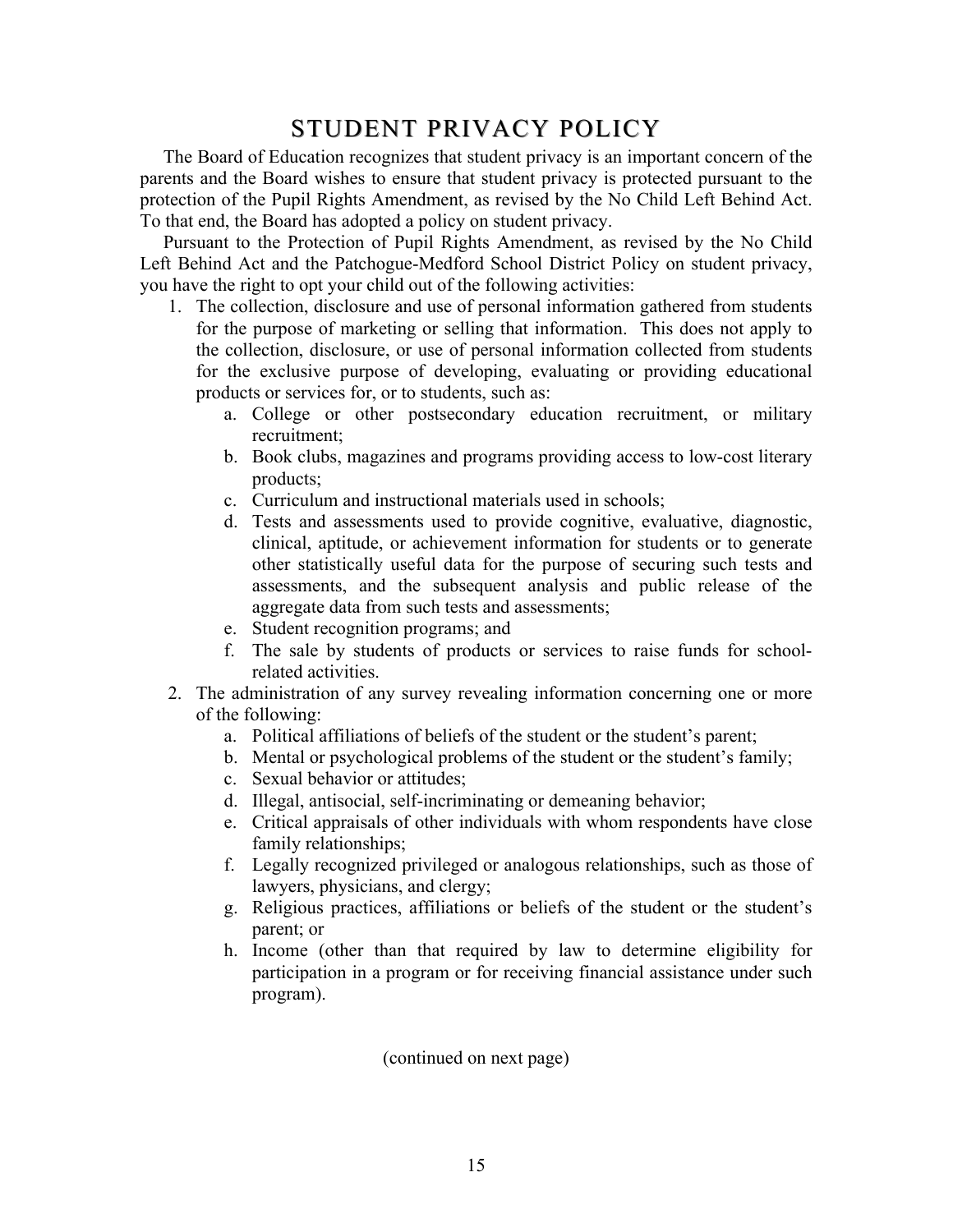# STUDENT PRIVACY POLICY

The Board of Education recognizes that student privacy is an important concern of the parents and the Board wishes to ensure that student privacy is protected pursuant to the protection of the Pupil Rights Amendment, as revised by the No Child Left Behind Act. To that end, the Board has adopted a policy on student privacy.

Pursuant to the Protection of Pupil Rights Amendment, as revised by the No Child Left Behind Act and the Patchogue-Medford School District Policy on student privacy, you have the right to opt your child out of the following activities:

1. The collection, disclosure and use of personal information gathered from students for the purpose of marketing or selling that information. This does not apply to the collection, disclosure, or use of personal information collected from students for the exclusive purpose of developing, evaluating or providing educational products or services for, or to students, such as:
   a. College or other postsecondary education recruitment, or military recruitment;
   b. Book clubs, magazines and programs providing access to low-cost literary products;
   c. Curriculum and instructional materials used in schools;
   d. Tests and assessments used to provide cognitive, evaluative, diagnostic, clinical, aptitude, or achievement information for students or to generate other statistically useful data for the purpose of securing such tests and assessments, and the subsequent analysis and public release of the aggregate data from such tests and assessments;
   e. Student recognition programs; and
   f. The sale by students of products or services to raise funds for school-related activities.
2. The administration of any survey revealing information concerning one or more of the following:
   a. Political affiliations of beliefs of the student or the student's parent;
   b. Mental or psychological problems of the student or the student's family;
   c. Sexual behavior or attitudes;
   d. Illegal, antisocial, self-incriminating or demeaning behavior;
   e. Critical appraisals of other individuals with whom respondents have close family relationships;
   f. Legally recognized privileged or analogous relationships, such as those of lawyers, physicians, and clergy;
   g. Religious practices, affiliations or beliefs of the student or the student's parent; or
   h. Income (other than that required by law to determine eligibility for participation in a program or for receiving financial assistance under such program).

(continued on next page)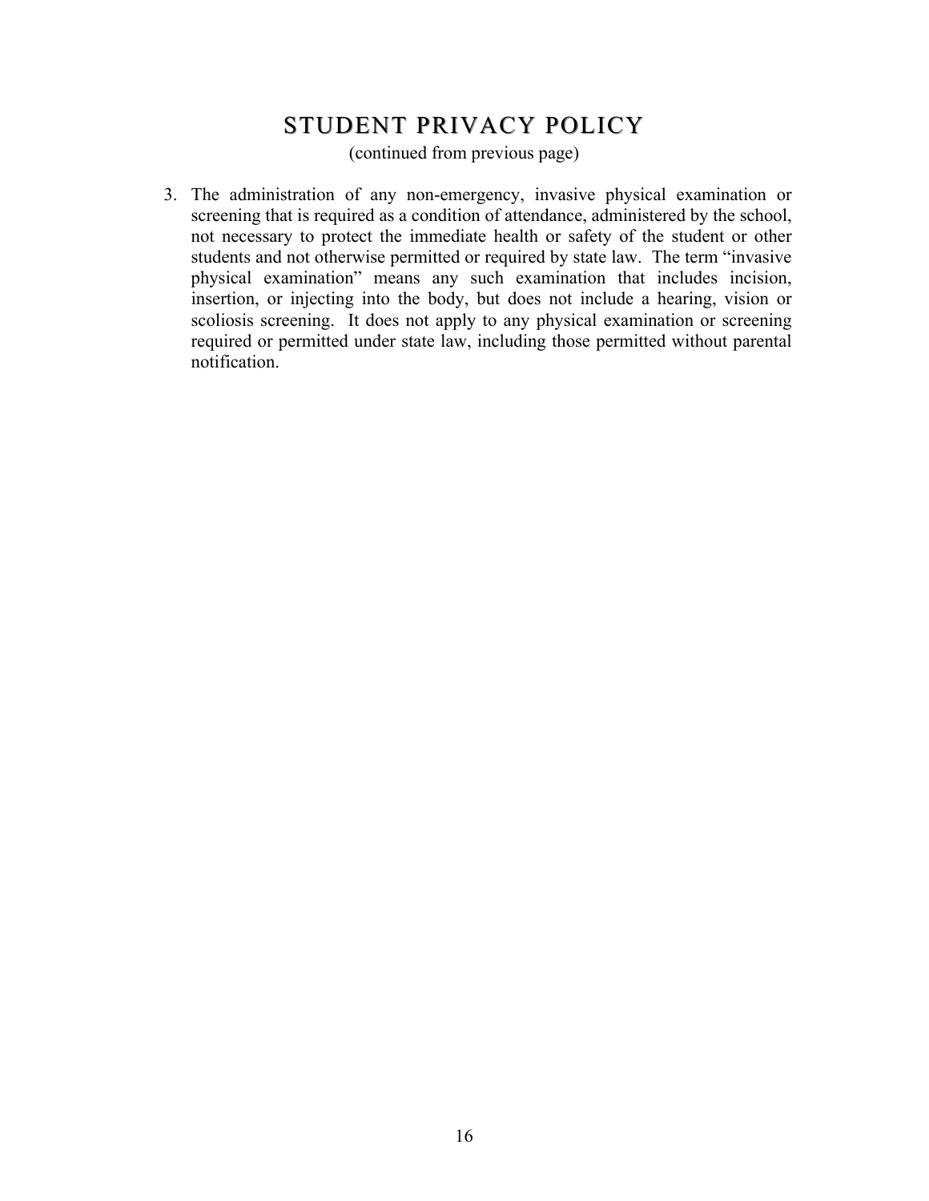# STUDENT PRIVACY POLICY

(continued from previous page)

3. The administration of any non-emergency, invasive physical examination or screening that is required as a condition of attendance, administered by the school, not necessary to protect the immediate health or safety of the student or other students and not otherwise permitted or required by state law. The term "invasive physical examination" means any such examination that includes incision, insertion, or injecting into the body, but does not include a hearing, vision or scoliosis screening. It does not apply to any physical examination or screening required or permitted under state law, including those permitted without parental notification.